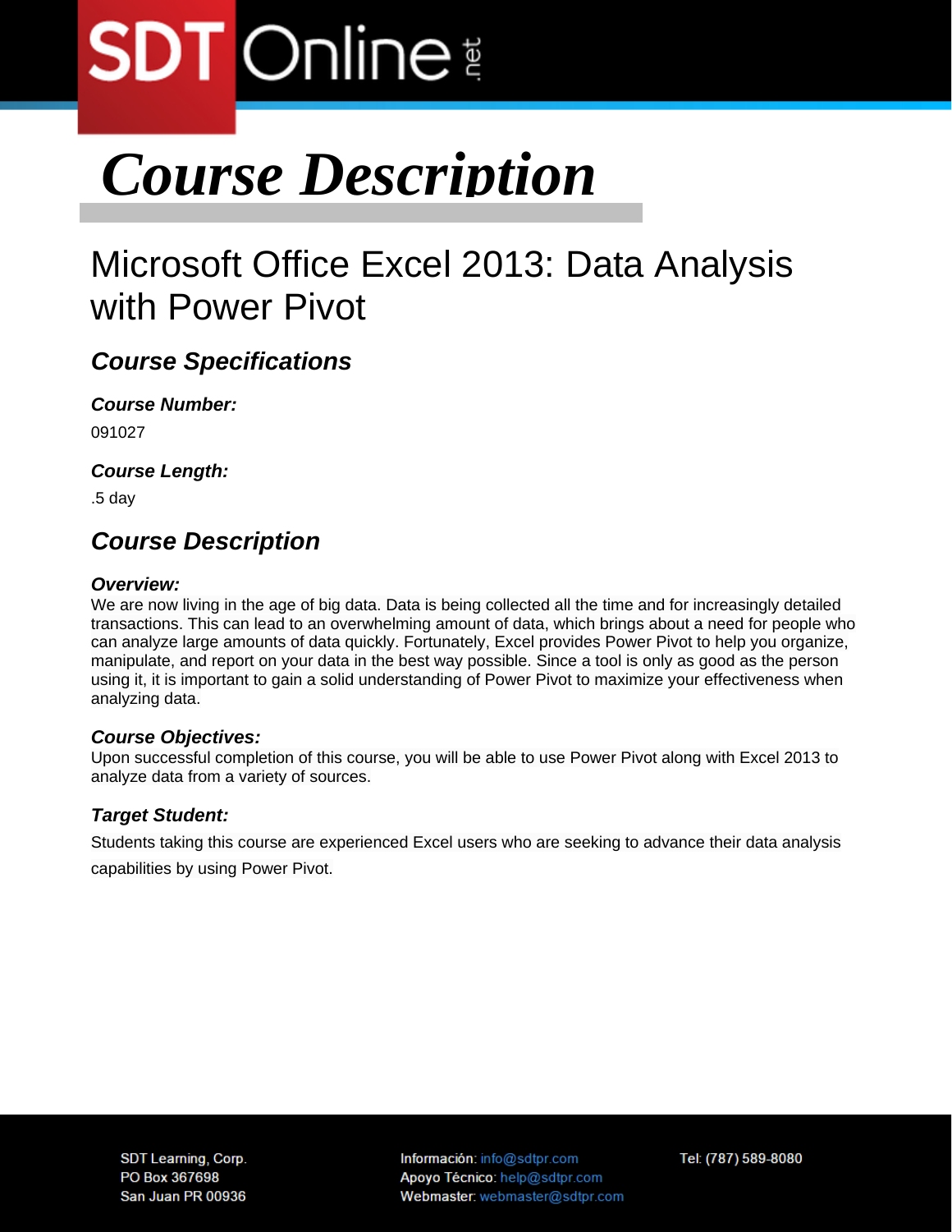# Course Description

## Microsoft Office Excel 2013: Data Analysis with Power Pivot

### *Course Specifications*

***Course Number:***

091027

***Course Length:***

.5 day

### *Course Description*

***Overview:***

We are now living in the age of big data. Data is being collected all the time and for increasingly detailed transactions. This can lead to an overwhelming amount of data, which brings about a need for people who can analyze large amounts of data quickly. Fortunately, Excel provides Power Pivot to help you organize, manipulate, and report on your data in the best way possible. Since a tool is only as good as the person using it, it is important to gain a solid understanding of Power Pivot to maximize your effectiveness when analyzing data.

***Course Objectives:***

Upon successful completion of this course, you will be able to use Power Pivot along with Excel 2013 to analyze data from a variety of sources.

***Target Student:***

Students taking this course are experienced Excel users who are seeking to advance their data analysis capabilities by using Power Pivot.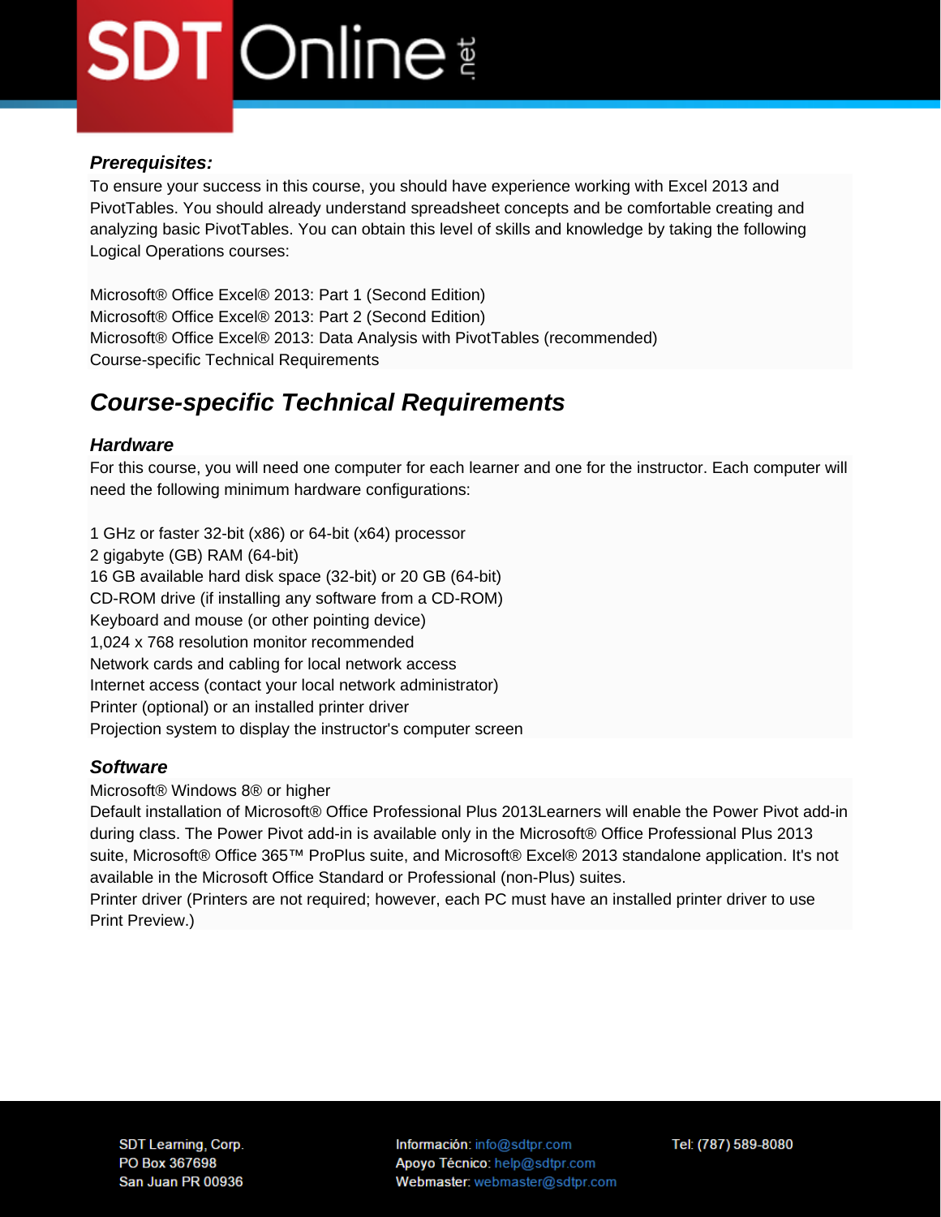### *Prerequisites:*

To ensure your success in this course, you should have experience working with Excel 2013 and PivotTables. You should already understand spreadsheet concepts and be comfortable creating and analyzing basic PivotTables. You can obtain this level of skills and knowledge by taking the following Logical Operations courses:

Microsoft® Office Excel® 2013: Part 1 (Second Edition)
Microsoft® Office Excel® 2013: Part 2 (Second Edition)
Microsoft® Office Excel® 2013: Data Analysis with PivotTables (recommended)
Course-specific Technical Requirements

## *Course-specific Technical Requirements*

### *Hardware*

For this course, you will need one computer for each learner and one for the instructor. Each computer will need the following minimum hardware configurations:

1 GHz or faster 32-bit (x86) or 64-bit (x64) processor
2 gigabyte (GB) RAM (64-bit)
16 GB available hard disk space (32-bit) or 20 GB (64-bit)
CD-ROM drive (if installing any software from a CD-ROM)
Keyboard and mouse (or other pointing device)
1,024 x 768 resolution monitor recommended
Network cards and cabling for local network access
Internet access (contact your local network administrator)
Printer (optional) or an installed printer driver
Projection system to display the instructor's computer screen

### *Software*

Microsoft® Windows 8® or higher
Default installation of Microsoft® Office Professional Plus 2013Learners will enable the Power Pivot add-in during class. The Power Pivot add-in is available only in the Microsoft® Office Professional Plus 2013 suite, Microsoft® Office 365™ ProPlus suite, and Microsoft® Excel® 2013 standalone application. It's not available in the Microsoft Office Standard or Professional (non-Plus) suites.
Printer driver (Printers are not required; however, each PC must have an installed printer driver to use Print Preview.)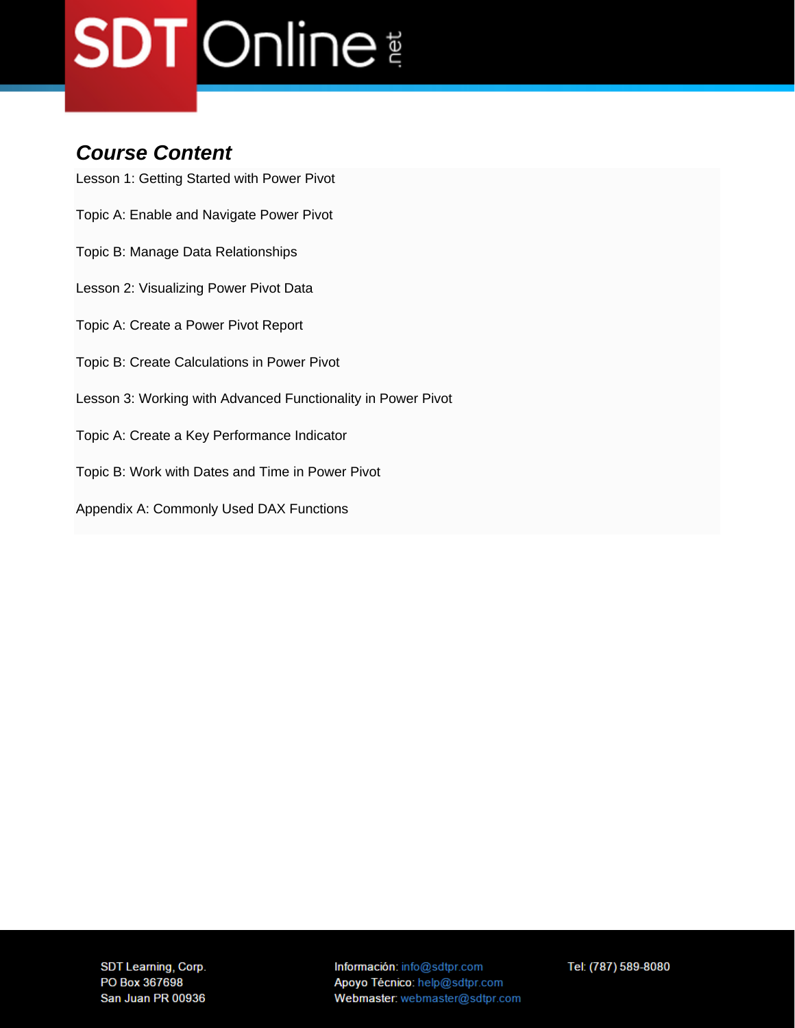## *Course Content*

Lesson 1: Getting Started with Power Pivot

Topic A: Enable and Navigate Power Pivot

Topic B: Manage Data Relationships

Lesson 2: Visualizing Power Pivot Data

Topic A: Create a Power Pivot Report

Topic B: Create Calculations in Power Pivot

Lesson 3: Working with Advanced Functionality in Power Pivot

Topic A: Create a Key Performance Indicator

Topic B: Work with Dates and Time in Power Pivot

Appendix A: Commonly Used DAX Functions